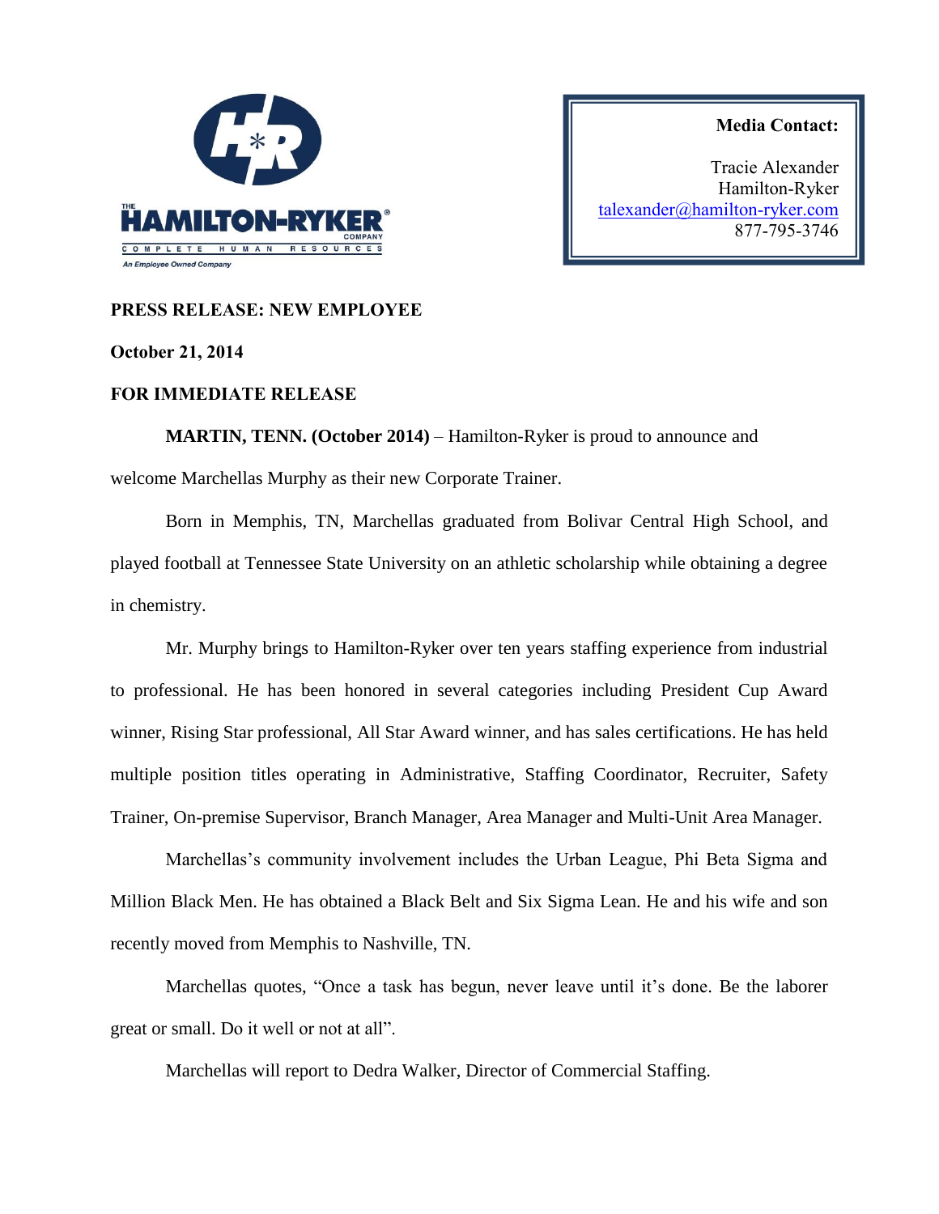THE HAMILTON-RYKER COMPANY
COMPLETE HUMAN RESOURCES
*An Employee Owned Company*

**Media Contact:**

Tracie Alexander
Hamilton-Ryker
talexander@hamilton-ryker.com
877-795-3746

**PRESS RELEASE: NEW EMPLOYEE**

**October 21, 2014**

**FOR IMMEDIATE RELEASE**

**MARTIN, TENN. (October 2014)** – Hamilton-Ryker is proud to announce and welcome Marchellas Murphy as their new Corporate Trainer.

Born in Memphis, TN, Marchellas graduated from Bolivar Central High School, and played football at Tennessee State University on an athletic scholarship while obtaining a degree in chemistry.

Mr. Murphy brings to Hamilton-Ryker over ten years staffing experience from industrial to professional. He has been honored in several categories including President Cup Award winner, Rising Star professional, All Star Award winner, and has sales certifications. He has held multiple position titles operating in Administrative, Staffing Coordinator, Recruiter, Safety Trainer, On-premise Supervisor, Branch Manager, Area Manager and Multi-Unit Area Manager.

Marchellas's community involvement includes the Urban League, Phi Beta Sigma and Million Black Men. He has obtained a Black Belt and Six Sigma Lean. He and his wife and son recently moved from Memphis to Nashville, TN.

Marchellas quotes, "Once a task has begun, never leave until it's done. Be the laborer great or small. Do it well or not at all".

Marchellas will report to Dedra Walker, Director of Commercial Staffing.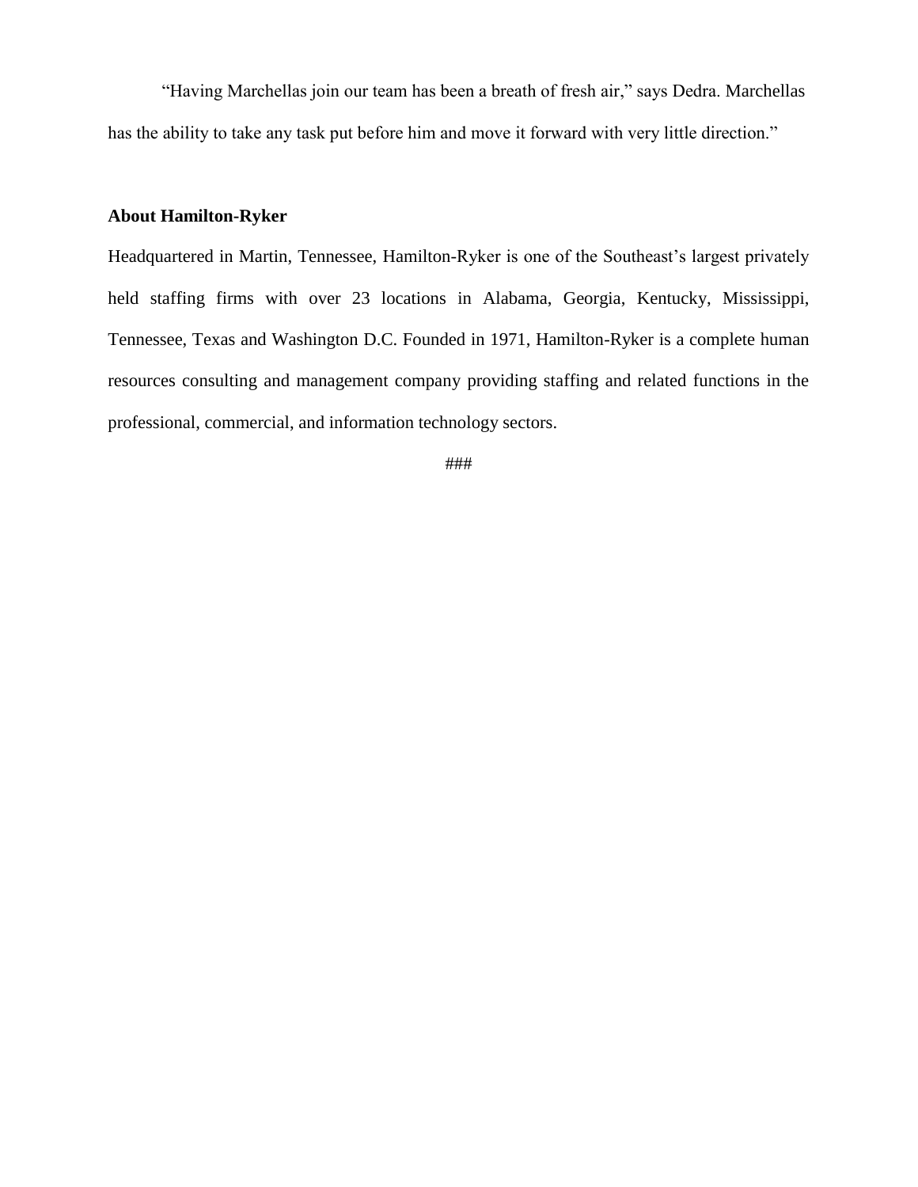"Having Marchellas join our team has been a breath of fresh air," says Dedra. Marchellas has the ability to take any task put before him and move it forward with very little direction."

**About Hamilton-Ryker**

Headquartered in Martin, Tennessee, Hamilton-Ryker is one of the Southeast's largest privately held staffing firms with over 23 locations in Alabama, Georgia, Kentucky, Mississippi, Tennessee, Texas and Washington D.C. Founded in 1971, Hamilton-Ryker is a complete human resources consulting and management company providing staffing and related functions in the professional, commercial, and information technology sectors.

###